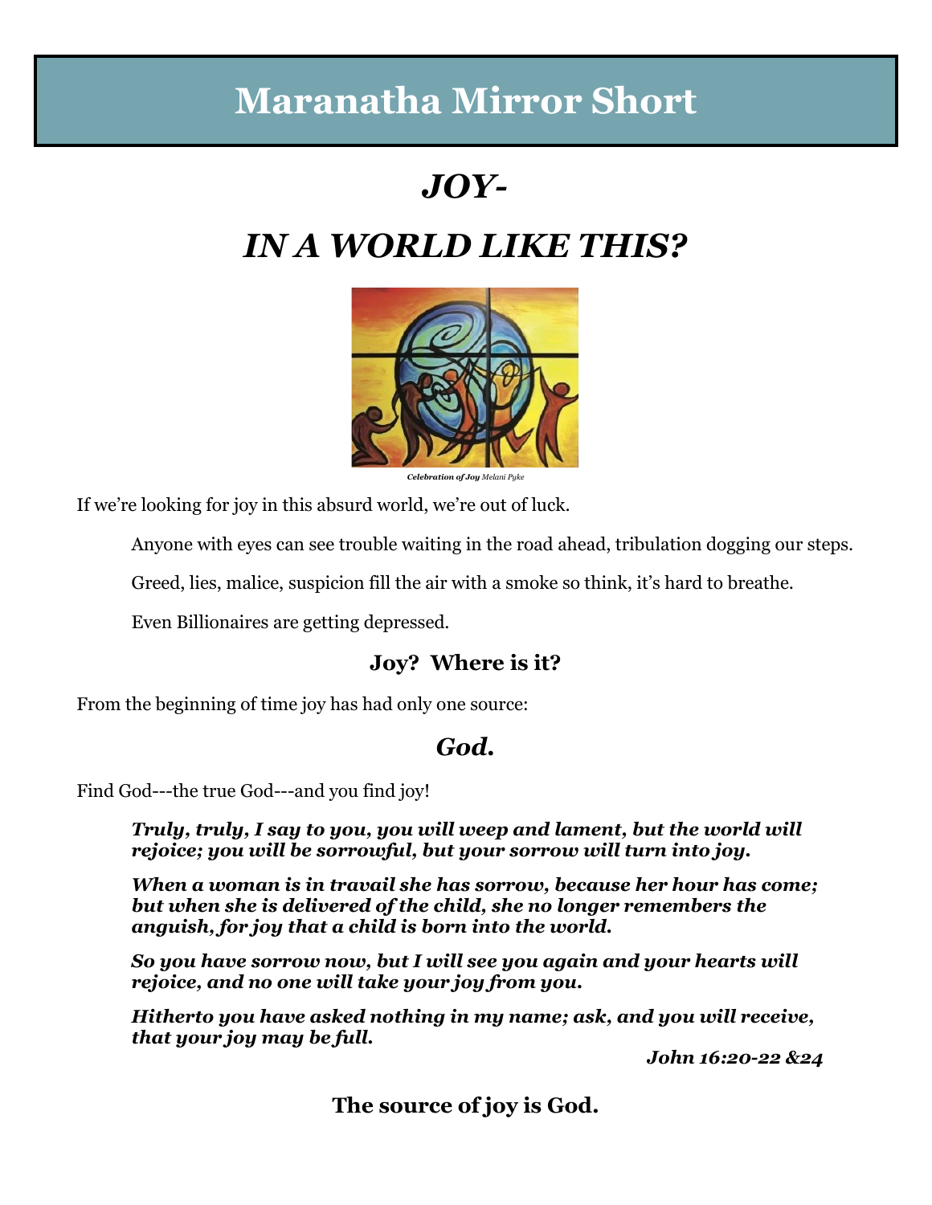# Maranatha Mirror Short

## *JOY-*

## *IN A WORLD LIKE THIS?*

***Celebration of Joy*** *Melani Pyke*

If we're looking for joy in this absurd world, we're out of luck.

Anyone with eyes can see trouble waiting in the road ahead, tribulation dogging our steps.

Greed, lies, malice, suspicion fill the air with a smoke so think, it's hard to breathe.

Even Billionaires are getting depressed.

**Joy? Where is it?**

From the beginning of time joy has had only one source:

***God.***

Find God---the true God---and you find joy!

> ***Truly, truly, I say to you, you will weep and lament, but the world will rejoice; you will be sorrowful, but your sorrow will turn into joy.***
>
> ***When a woman is in travail she has sorrow, because her hour has come; but when she is delivered of the child, she no longer remembers the anguish, for joy that a child is born into the world.***
>
> ***So you have sorrow now, but I will see you again and your hearts will rejoice, and no one will take your joy from you.***
>
> ***Hitherto you have asked nothing in my name; ask, and you will receive, that your joy may be full.***
>
> ***John 16:20-22 &24***

**The source of joy is God.**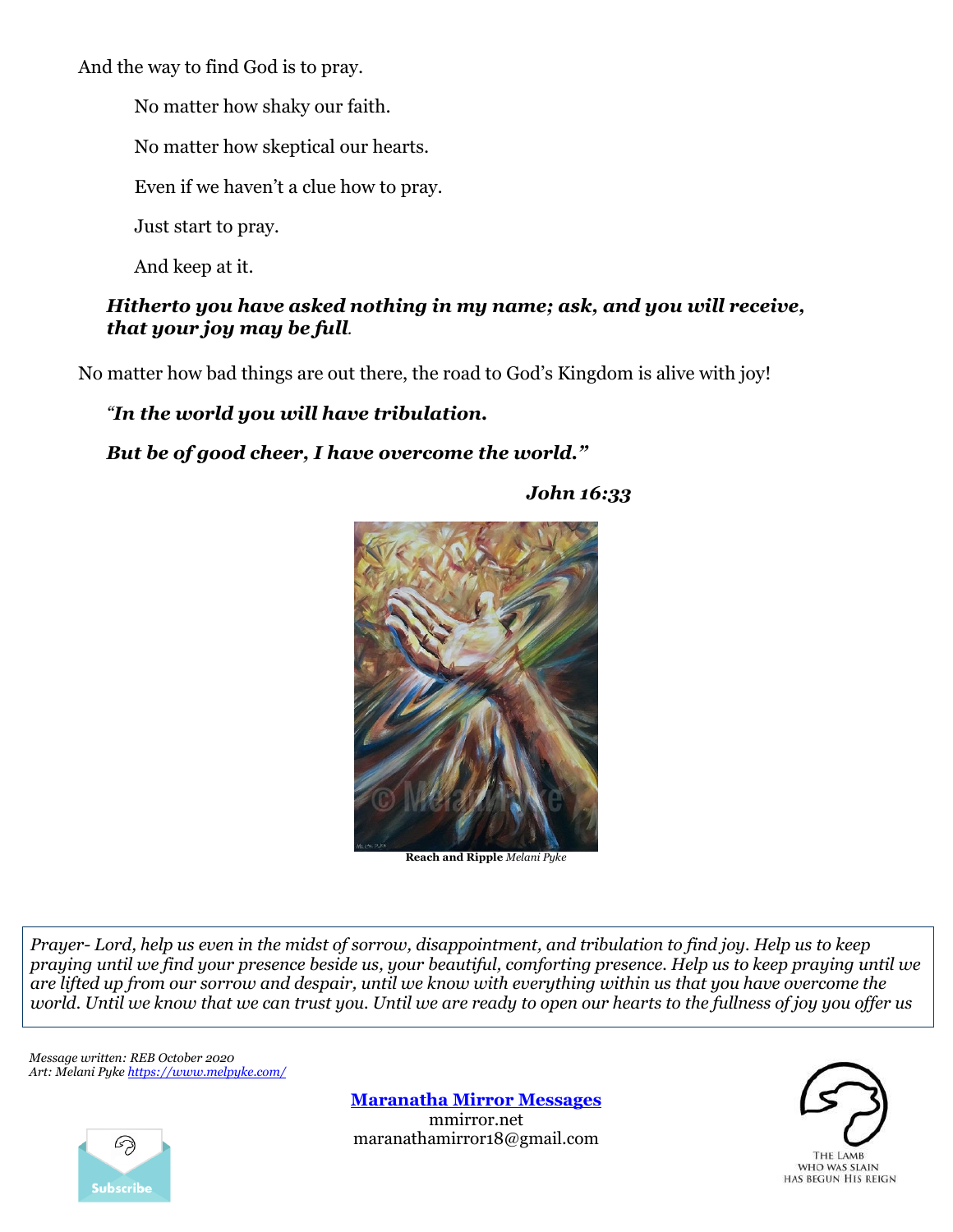And the way to find God is to pray.

No matter how shaky our faith.

No matter how skeptical our hearts.

Even if we haven't a clue how to pray.

Just start to pray.

And keep at it.

***Hitherto you have asked nothing in my name; ask, and you will receive, that your joy may be full.***

No matter how bad things are out there, the road to God's Kingdom is alive with joy!

***"In the world you will have tribulation.***

***But be of good cheer, I have overcome the world."***

***John 16:33***

**Reach and Ripple** *Melani Pyke*

*Prayer- Lord, help us even in the midst of sorrow, disappointment, and tribulation to find joy. Help us to keep praying until we find your presence beside us, your beautiful, comforting presence. Help us to keep praying until we are lifted up from our sorrow and despair, until we know with everything within us that you have overcome the world. Until we know that we can trust you. Until we are ready to open our hearts to the fullness of joy you offer us*

*Message written: REB October 2020*
*Art: Melani Pyke [https://www.melpyke.com/](https://www.melpyke.com/)*

**Maranatha Mirror Messages**
mmirror.net
maranathamirror18@gmail.com

Subscribe

THE LAMB WHO WAS SLAIN HAS BEGUN HIS REIGN